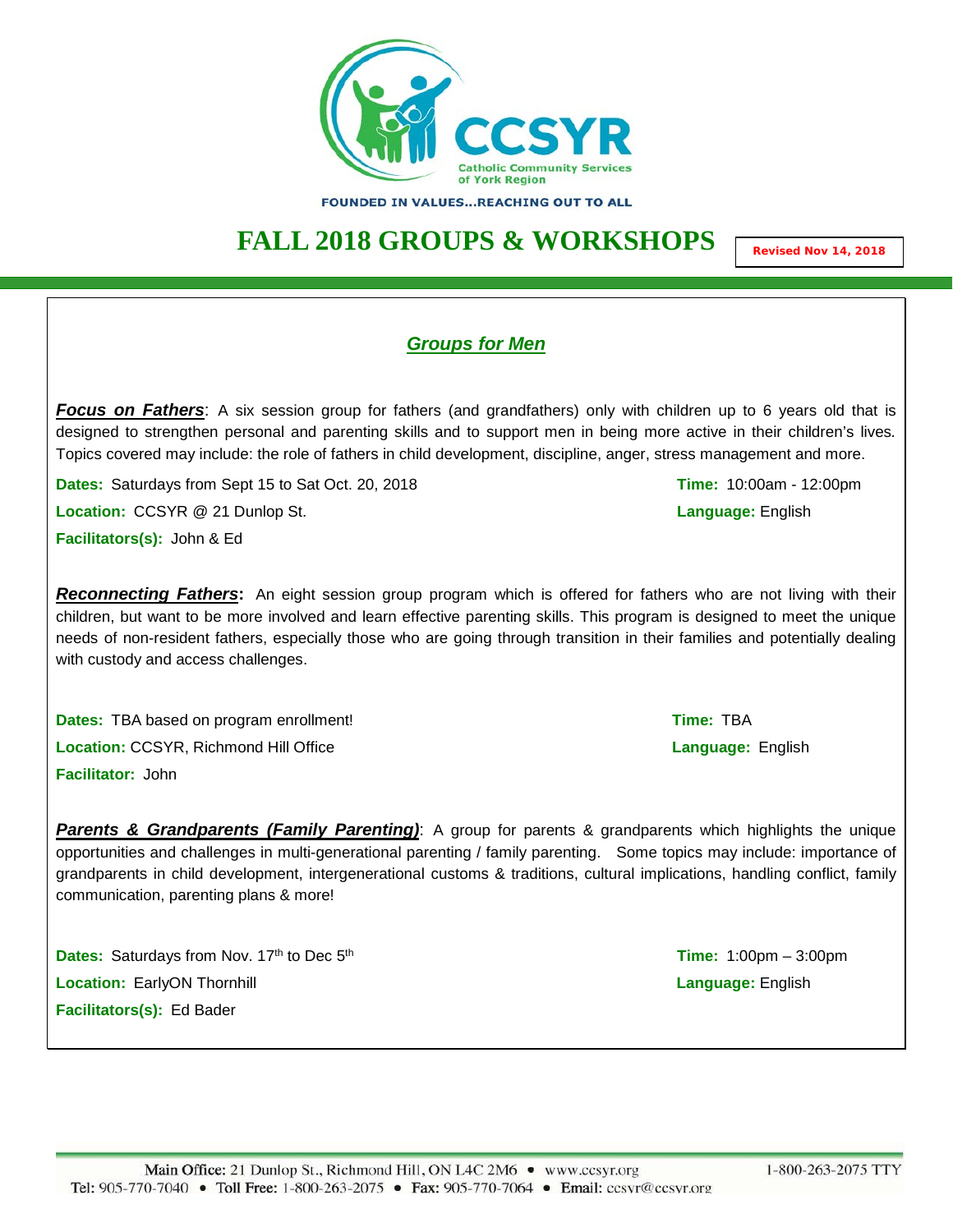CCSYR

Catholic Community Services of York Region

FOUNDED IN VALUES...REACHING OUT TO ALL

# FALL 2018 GROUPS & WORKSHOPS

**Revised Nov 14, 2018**

## *Groups for Men*

***Focus on Fathers***: A six session group for fathers (and grandfathers) only with children up to 6 years old that is designed to strengthen personal and parenting skills and to support men in being more active in their children's lives. Topics covered may include: the role of fathers in child development, discipline, anger, stress management and more.

**Dates:** Saturdays from Sept 15 to Sat Oct. 20, 2018

**Time:** 10:00am - 12:00pm

**Location:** CCSYR @ 21 Dunlop St.

**Language:** English

**Facilitators(s):** John & Ed

***Reconnecting Fathers*****:** An eight session group program which is offered for fathers who are not living with their children, but want to be more involved and learn effective parenting skills. This program is designed to meet the unique needs of non-resident fathers, especially those who are going through transition in their families and potentially dealing with custody and access challenges.

**Dates:** TBA based on program enrollment!

**Time:** TBA

**Location:** CCSYR, Richmond Hill Office

**Language:** English

**Facilitator:** John

***Parents & Grandparents (Family Parenting)***: A group for parents & grandparents which highlights the unique opportunities and challenges in multi-generational parenting / family parenting. Some topics may include: importance of grandparents in child development, intergenerational customs & traditions, cultural implications, handling conflict, family communication, parenting plans & more!

**Dates:** Saturdays from Nov. 17th to Dec 5th

**Time:** 1:00pm – 3:00pm

**Location:** EarlyON Thornhill

**Language:** English

**Facilitators(s):** Ed Bader

Main Office: 21 Dunlop St., Richmond Hill, ON L4C 2M6 • www.ccsyr.org 1-800-263-2075 TTY
Tel: 905-770-7040 • Toll Free: 1-800-263-2075 • Fax: 905-770-7064 • Email: ccsyr@ccsyr.org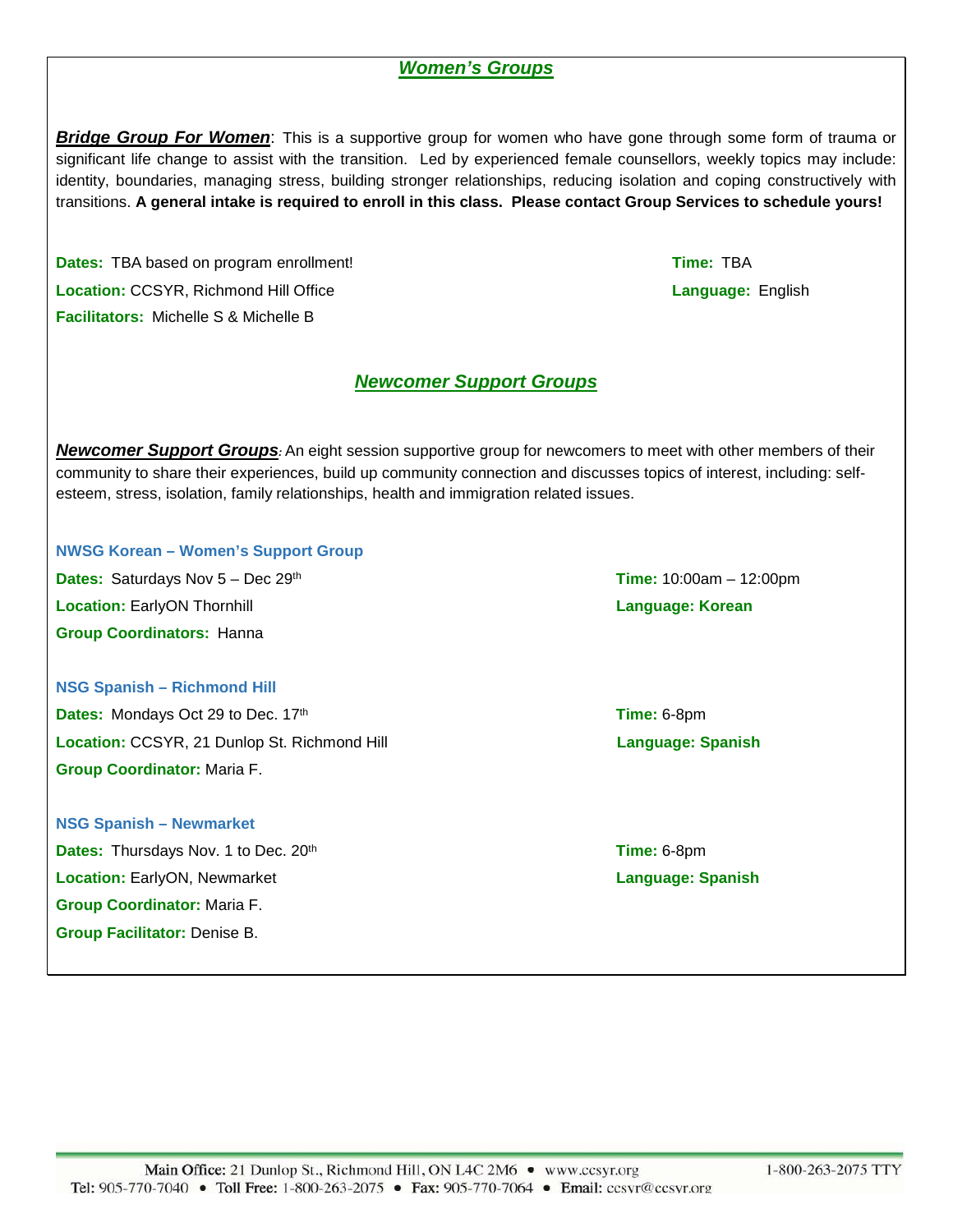## *Women's Groups*

***Bridge Group For Women***: This is a supportive group for women who have gone through some form of trauma or significant life change to assist with the transition. Led by experienced female counsellors, weekly topics may include: identity, boundaries, managing stress, building stronger relationships, reducing isolation and coping constructively with transitions. **A general intake is required to enroll in this class. Please contact Group Services to schedule yours!**

**Dates:** TBA based on program enrollment!
**Time:** TBA
**Location:** CCSYR, Richmond Hill Office
**Language:** English
**Facilitators:** Michelle S & Michelle B

## *Newcomer Support Groups*

***Newcomer Support Groups***: An eight session supportive group for newcomers to meet with other members of their community to share their experiences, build up community connection and discusses topics of interest, including: self-esteem, stress, isolation, family relationships, health and immigration related issues.

### NWSG Korean – Women's Support Group

**Dates:** Saturdays Nov 5 – Dec 29th
**Time:** 10:00am – 12:00pm
**Location:** EarlyON Thornhill
**Language: Korean**
**Group Coordinators:** Hanna

### NSG Spanish – Richmond Hill

**Dates:** Mondays Oct 29 to Dec. 17th
**Time:** 6-8pm
**Location:** CCSYR, 21 Dunlop St. Richmond Hill
**Language: Spanish**
**Group Coordinator:** Maria F.

### NSG Spanish – Newmarket

**Dates:** Thursdays Nov. 1 to Dec. 20th
**Time:** 6-8pm
**Location:** EarlyON, Newmarket
**Language: Spanish**
**Group Coordinator:** Maria F.
**Group Facilitator:** Denise B.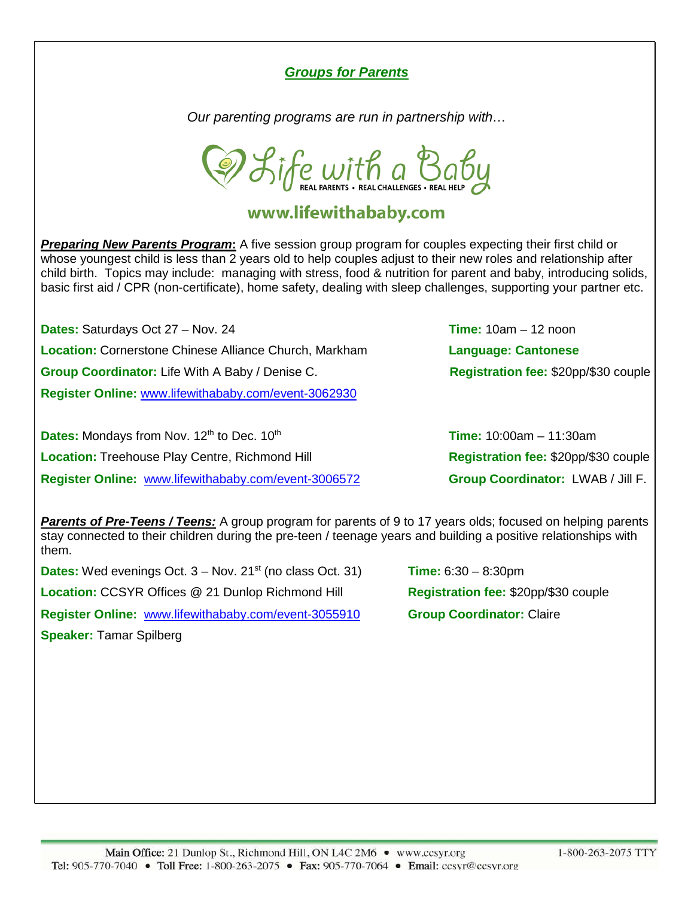## *Groups for Parents*

*Our parenting programs are run in partnership with…*

Life with a Baby
REAL PARENTS • REAL CHALLENGES • REAL HELP

**www.lifewithababy.com**

***Preparing New Parents Program*:** A five session group program for couples expecting their first child or whose youngest child is less than 2 years old to help couples adjust to their new roles and relationship after child birth. Topics may include: managing with stress, food & nutrition for parent and baby, introducing solids, basic first aid / CPR (non-certificate), home safety, dealing with sleep challenges, supporting your partner etc.

**Dates:** Saturdays Oct 27 – Nov. 24
**Time:** 10am – 12 noon
**Location:** Cornerstone Chinese Alliance Church, Markham
**Language: Cantonese**
**Group Coordinator:** Life With A Baby / Denise C.
**Registration fee:** $20pp/$30 couple
**Register Online:** www.lifewithababy.com/event-3062930

**Dates:** Mondays from Nov. 12th to Dec. 10th
**Time:** 10:00am – 11:30am
**Location:** Treehouse Play Centre, Richmond Hill
**Registration fee:** $20pp/$30 couple
**Register Online:** www.lifewithababy.com/event-3006572
**Group Coordinator:** LWAB / Jill F.

***Parents of Pre-Teens / Teens:*** A group program for parents of 9 to 17 years olds; focused on helping parents stay connected to their children during the pre-teen / teenage years and building a positive relationships with them.

**Dates:** Wed evenings Oct. 3 – Nov. 21st (no class Oct. 31)
**Time:** 6:30 – 8:30pm
**Location:** CCSYR Offices @ 21 Dunlop Richmond Hill
**Registration fee:** $20pp/$30 couple
**Register Online:** www.lifewithababy.com/event-3055910
**Group Coordinator:** Claire
**Speaker:** Tamar Spilberg

Main Office: 21 Dunlop St., Richmond Hill, ON L4C 2M6 • www.ccsyr.org 1-800-263-2075 TTY
Tel: 905-770-7040 • Toll Free: 1-800-263-2075 • Fax: 905-770-7064 • Email: ccsyr@ccsyr.org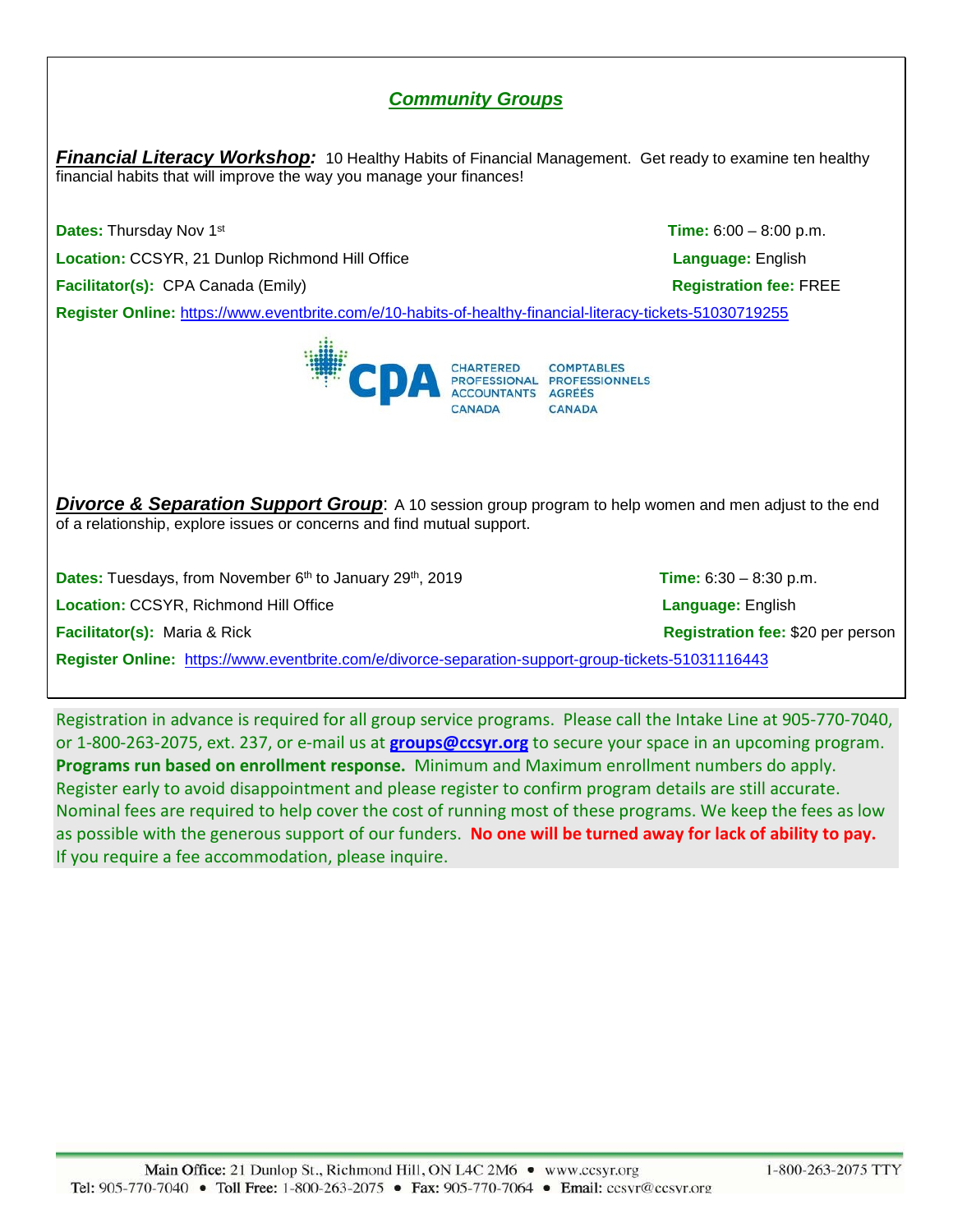## *Community Groups*

***Financial Literacy Workshop:*** 10 Healthy Habits of Financial Management. Get ready to examine ten healthy financial habits that will improve the way you manage your finances!

**Dates:** Thursday Nov 1st
**Time:** 6:00 – 8:00 p.m.
**Location:** CCSYR, 21 Dunlop Richmond Hill Office
**Language:** English
**Facilitator(s):** CPA Canada (Emily)
**Registration fee:** FREE
**Register Online:** https://www.eventbrite.com/e/10-habits-of-healthy-financial-literacy-tickets-51030719255

CPA CHARTERED PROFESSIONAL ACCOUNTANTS CANADA COMPTABLES PROFESSIONNELS AGRÉÉS CANADA

***Divorce & Separation Support Group***: A 10 session group program to help women and men adjust to the end of a relationship, explore issues or concerns and find mutual support.

**Dates:** Tuesdays, from November 6th to January 29th, 2019
**Time:** 6:30 – 8:30 p.m.
**Location:** CCSYR, Richmond Hill Office
**Language:** English
**Facilitator(s):** Maria & Rick
**Registration fee:** $20 per person
**Register Online:** https://www.eventbrite.com/e/divorce-separation-support-group-tickets-51031116443

Registration in advance is required for all group service programs. Please call the Intake Line at 905-770-7040, or 1-800-263-2075, ext. 237, or e-mail us at **groups@ccsyr.org** to secure your space in an upcoming program. **Programs run based on enrollment response.** Minimum and Maximum enrollment numbers do apply. Register early to avoid disappointment and please register to confirm program details are still accurate. Nominal fees are required to help cover the cost of running most of these programs. We keep the fees as low as possible with the generous support of our funders. **No one will be turned away for lack of ability to pay.** If you require a fee accommodation, please inquire.